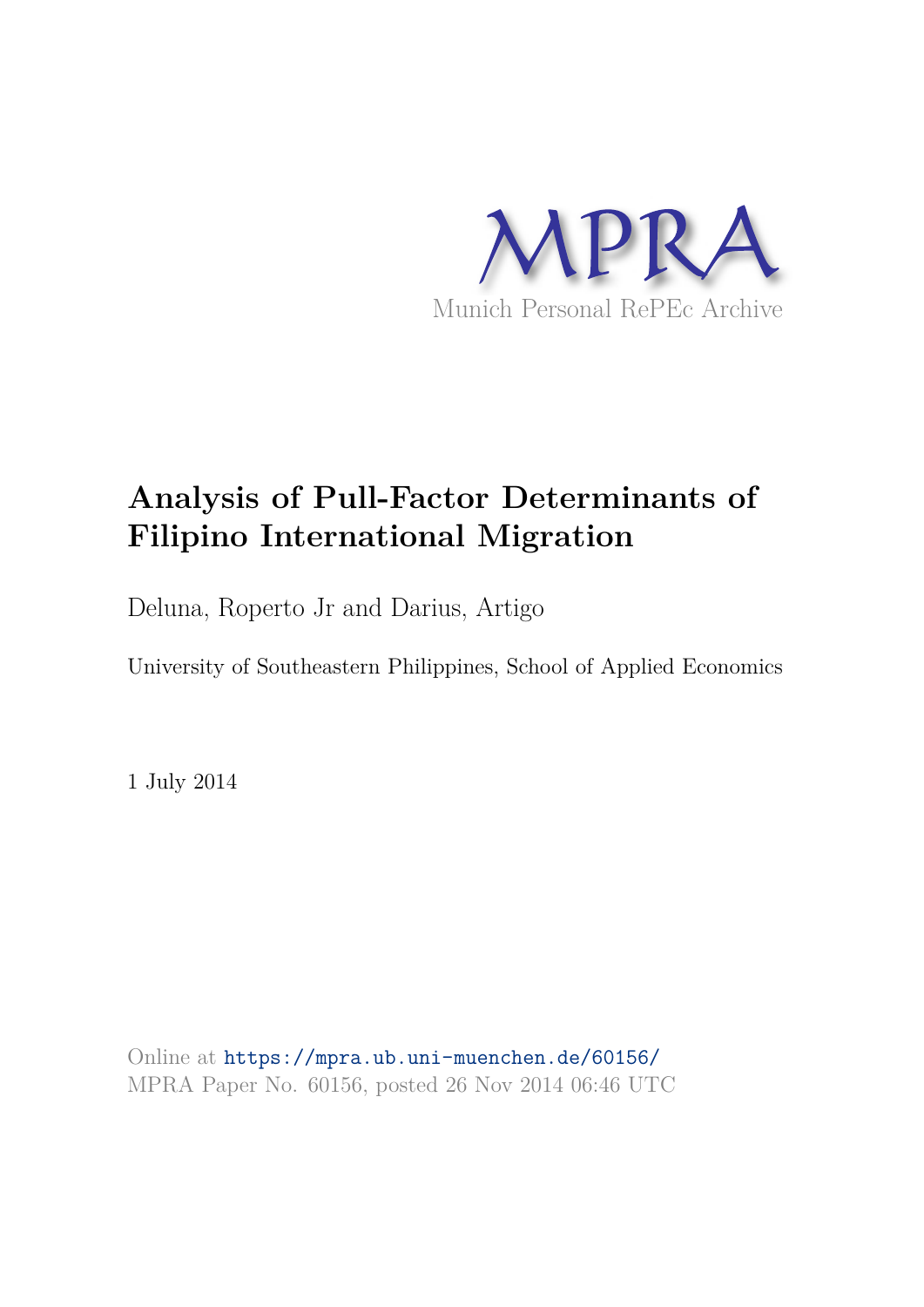MPRA

Munich Personal RePEc Archive

# Analysis of Pull-Factor Determinants of Filipino International Migration

Deluna, Roperto Jr and Darius, Artigo

University of Southeastern Philippines, School of Applied Economics

1 July 2014

Online at https://mpra.ub.uni-muenchen.de/60156/
MPRA Paper No. 60156, posted 26 Nov 2014 06:46 UTC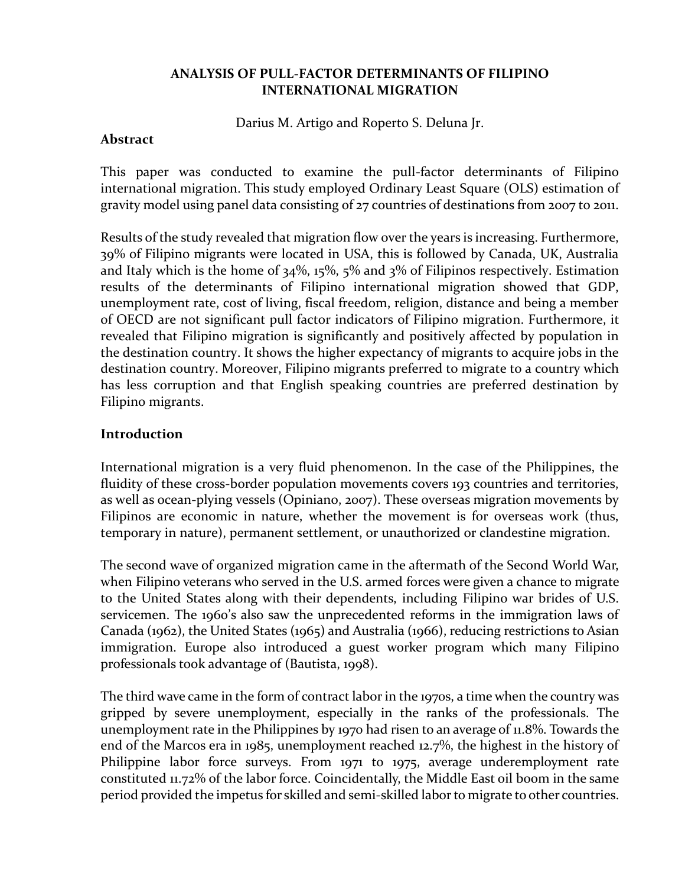**ANALYSIS OF PULL-FACTOR DETERMINANTS OF FILIPINO INTERNATIONAL MIGRATION**

Darius M. Artigo and Roberto S. Deluna Jr.

**Abstract**

This paper was conducted to examine the pull-factor determinants of Filipino international migration. This study employed Ordinary Least Square (OLS) estimation of gravity model using panel data consisting of 27 countries of destinations from 2007 to 2011.

Results of the study revealed that migration flow over the years is increasing. Furthermore, 39% of Filipino migrants were located in USA, this is followed by Canada, UK, Australia and Italy which is the home of 34%, 15%, 5% and 3% of Filipinos respectively. Estimation results of the determinants of Filipino international migration showed that GDP, unemployment rate, cost of living, fiscal freedom, religion, distance and being a member of OECD are not significant pull factor indicators of Filipino migration. Furthermore, it revealed that Filipino migration is significantly and positively affected by population in the destination country. It shows the higher expectancy of migrants to acquire jobs in the destination country. Moreover, Filipino migrants preferred to migrate to a country which has less corruption and that English speaking countries are preferred destination by Filipino migrants.

**Introduction**

International migration is a very fluid phenomenon. In the case of the Philippines, the fluidity of these cross-border population movements covers 193 countries and territories, as well as ocean-plying vessels (Opiniano, 2007). These overseas migration movements by Filipinos are economic in nature, whether the movement is for overseas work (thus, temporary in nature), permanent settlement, or unauthorized or clandestine migration.

The second wave of organized migration came in the aftermath of the Second World War, when Filipino veterans who served in the U.S. armed forces were given a chance to migrate to the United States along with their dependents, including Filipino war brides of U.S. servicemen. The 1960's also saw the unprecedented reforms in the immigration laws of Canada (1962), the United States (1965) and Australia (1966), reducing restrictions to Asian immigration. Europe also introduced a guest worker program which many Filipino professionals took advantage of (Bautista, 1998).

The third wave came in the form of contract labor in the 1970s, a time when the country was gripped by severe unemployment, especially in the ranks of the professionals. The unemployment rate in the Philippines by 1970 had risen to an average of 11.8%. Towards the end of the Marcos era in 1985, unemployment reached 12.7%, the highest in the history of Philippine labor force surveys. From 1971 to 1975, average underemployment rate constituted 11.72% of the labor force. Coincidentally, the Middle East oil boom in the same period provided the impetus for skilled and semi-skilled labor to migrate to other countries.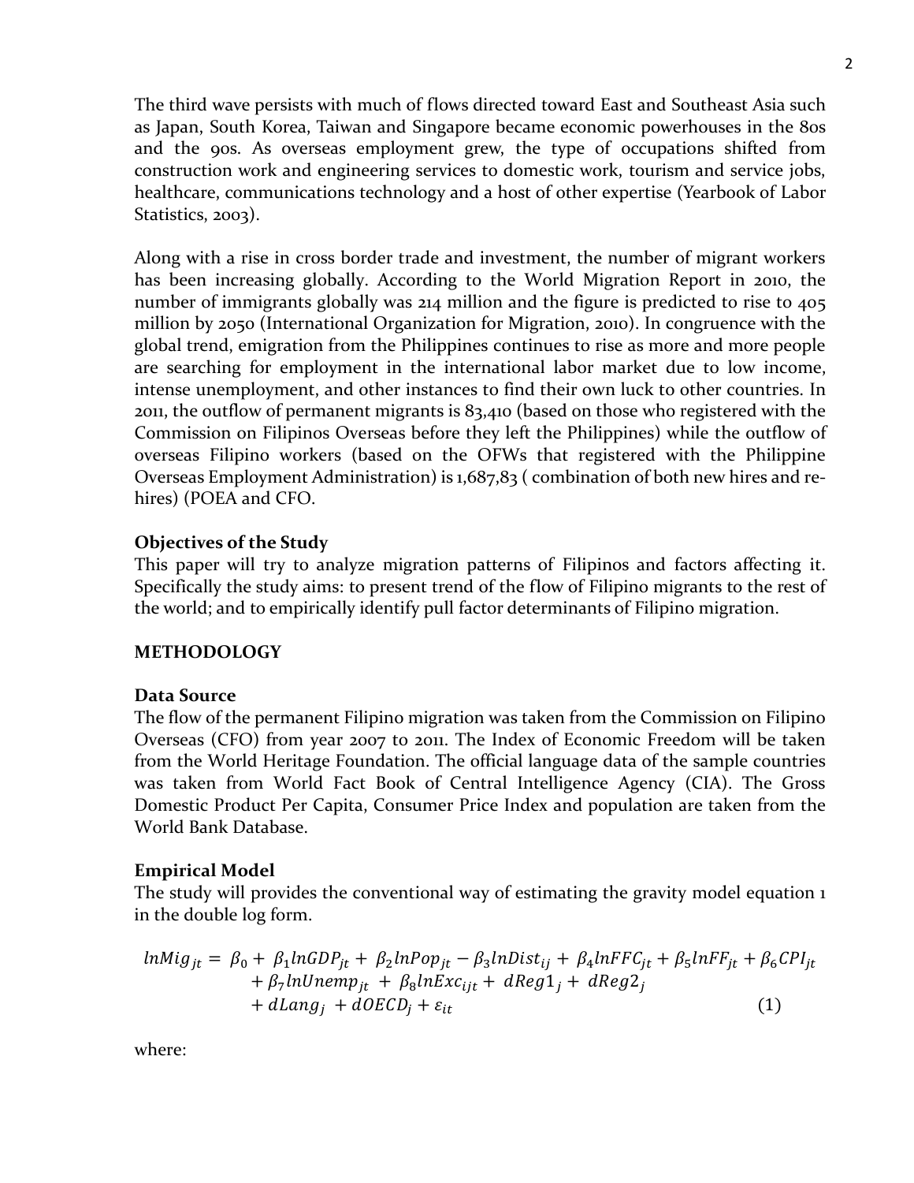The third wave persists with much of flows directed toward East and Southeast Asia such as Japan, South Korea, Taiwan and Singapore became economic powerhouses in the 80s and the 90s. As overseas employment grew, the type of occupations shifted from construction work and engineering services to domestic work, tourism and service jobs, healthcare, communications technology and a host of other expertise (Yearbook of Labor Statistics, 2003).

Along with a rise in cross border trade and investment, the number of migrant workers has been increasing globally. According to the World Migration Report in 2010, the number of immigrants globally was 214 million and the figure is predicted to rise to 405 million by 2050 (International Organization for Migration, 2010). In congruence with the global trend, emigration from the Philippines continues to rise as more and more people are searching for employment in the international labor market due to low income, intense unemployment, and other instances to find their own luck to other countries. In 2011, the outflow of permanent migrants is 83,410 (based on those who registered with the Commission on Filipinos Overseas before they left the Philippines) while the outflow of overseas Filipino workers (based on the OFWs that registered with the Philippine Overseas Employment Administration) is 1,687,83 ( combination of both new hires and re-hires) (POEA and CFO.

**Objectives of the Study**

This paper will try to analyze migration patterns of Filipinos and factors affecting it. Specifically the study aims: to present trend of the flow of Filipino migrants to the rest of the world; and to empirically identify pull factor determinants of Filipino migration.

## METHODOLOGY

**Data Source**

The flow of the permanent Filipino migration was taken from the Commission on Filipino Overseas (CFO) from year 2007 to 2011. The Index of Economic Freedom will be taken from the World Heritage Foundation. The official language data of the sample countries was taken from World Fact Book of Central Intelligence Agency (CIA). The Gross Domestic Product Per Capita, Consumer Price Index and population are taken from the World Bank Database.

**Empirical Model**

The study will provides the conventional way of estimating the gravity model equation 1 in the double log form.

$$lnMig_{jt} = \beta_0 + \beta_1 lnGDP_{jt} + \beta_2 lnPop_{jt} - \beta_3 lnDist_{ij} + \beta_4 lnFFC_{jt} + \beta_5 lnFF_{jt} + \beta_6 CPI_{jt} + \beta_7 lnUnemp_{jt} + \beta_8 lnExc_{ijt} + dReg1_j + dReg2_j + dLang_j + dOECD_j + \varepsilon_{it} \quad (1)$$

where: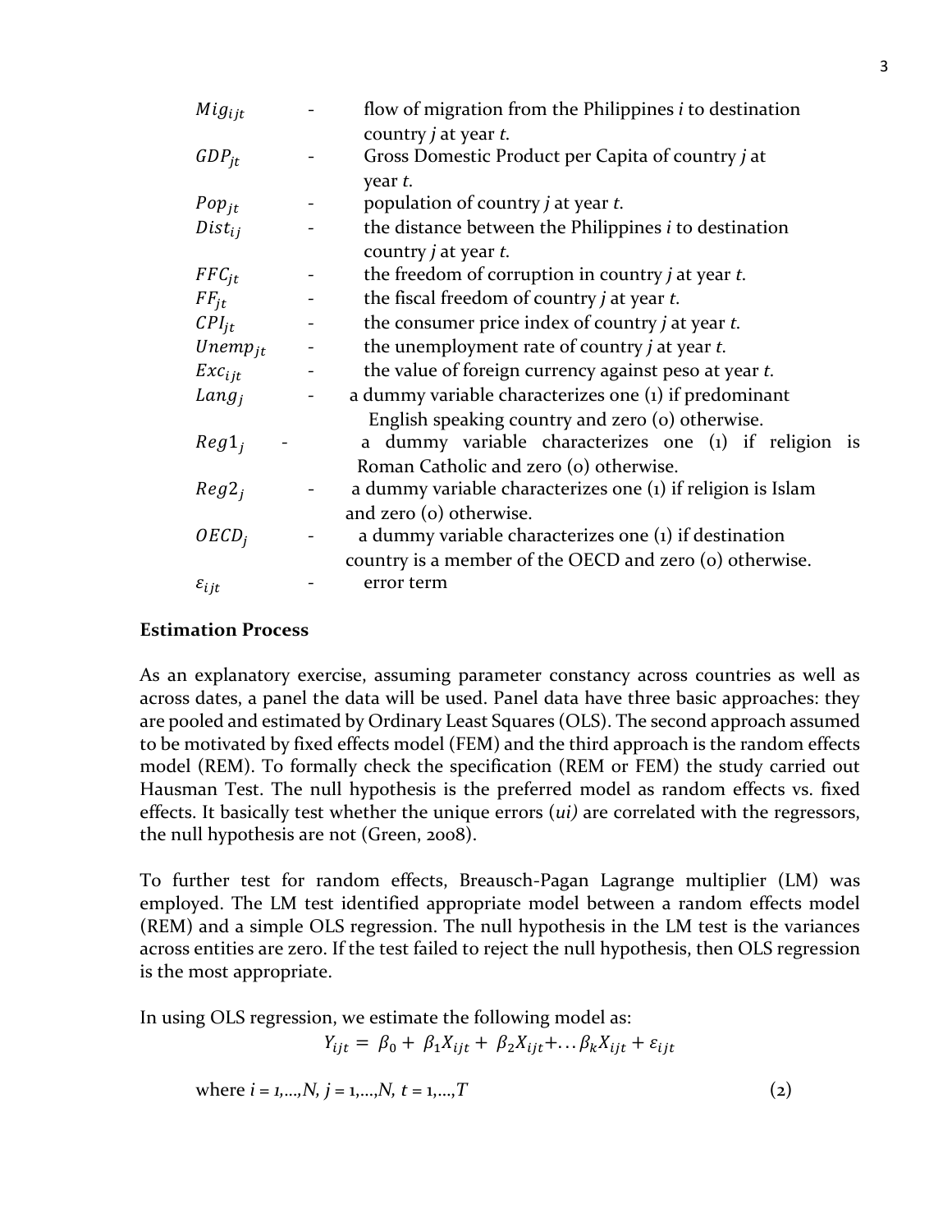$Mig_{ijt}$ - flow of migration from the Philippines *i* to destination country *j* at year *t*.

$GDP_{jt}$ - Gross Domestic Product per Capita of country *j* at year *t*.

$Pop_{jt}$ - population of country *j* at year *t*.

$Dist_{ij}$ - the distance between the Philippines *i* to destination country *j* at year *t*.

$FFC_{jt}$ - the freedom of corruption in country *j* at year *t*.

$FF_{jt}$ - the fiscal freedom of country *j* at year *t*.

$CPI_{jt}$ - the consumer price index of country *j* at year *t*.

$Unemp_{jt}$ - the unemployment rate of country *j* at year *t*.

$Exc_{ijt}$ - the value of foreign currency against peso at year *t*.

$Lang_j$ - a dummy variable characterizes one (1) if predominant English speaking country and zero (0) otherwise.

$Reg1_j$ - a dummy variable characterizes one (1) if religion is Roman Catholic and zero (0) otherwise.

$Reg2_j$ - a dummy variable characterizes one (1) if religion is Islam and zero (0) otherwise.

$OECD_j$ - a dummy variable characterizes one (1) if destination country is a member of the OECD and zero (0) otherwise.

$\varepsilon_{ijt}$ - error term

**Estimation Process**

As an explanatory exercise, assuming parameter constancy across countries as well as across dates, a panel the data will be used. Panel data have three basic approaches: they are pooled and estimated by Ordinary Least Squares (OLS). The second approach assumed to be motivated by fixed effects model (FEM) and the third approach is the random effects model (REM). To formally check the specification (REM or FEM) the study carried out Hausman Test. The null hypothesis is the preferred model as random effects vs. fixed effects. It basically test whether the unique errors (*ui)* are correlated with the regressors, the null hypothesis are not (Green, 2008).

To further test for random effects, Breausch-Pagan Lagrange multiplier (LM) was employed. The LM test identified appropriate model between a random effects model (REM) and a simple OLS regression. The null hypothesis in the LM test is the variances across entities are zero. If the test failed to reject the null hypothesis, then OLS regression is the most appropriate.

In using OLS regression, we estimate the following model as:

$$Y_{ijt} = \beta_0 + \beta_1 X_{ijt} + \beta_2 X_{ijt} + \ldots \beta_k X_{ijt} + \varepsilon_{ijt}$$

where $i = 1,\ldots,N,\ j = 1,\ldots,N,\ t = 1,\ldots,T$ (2)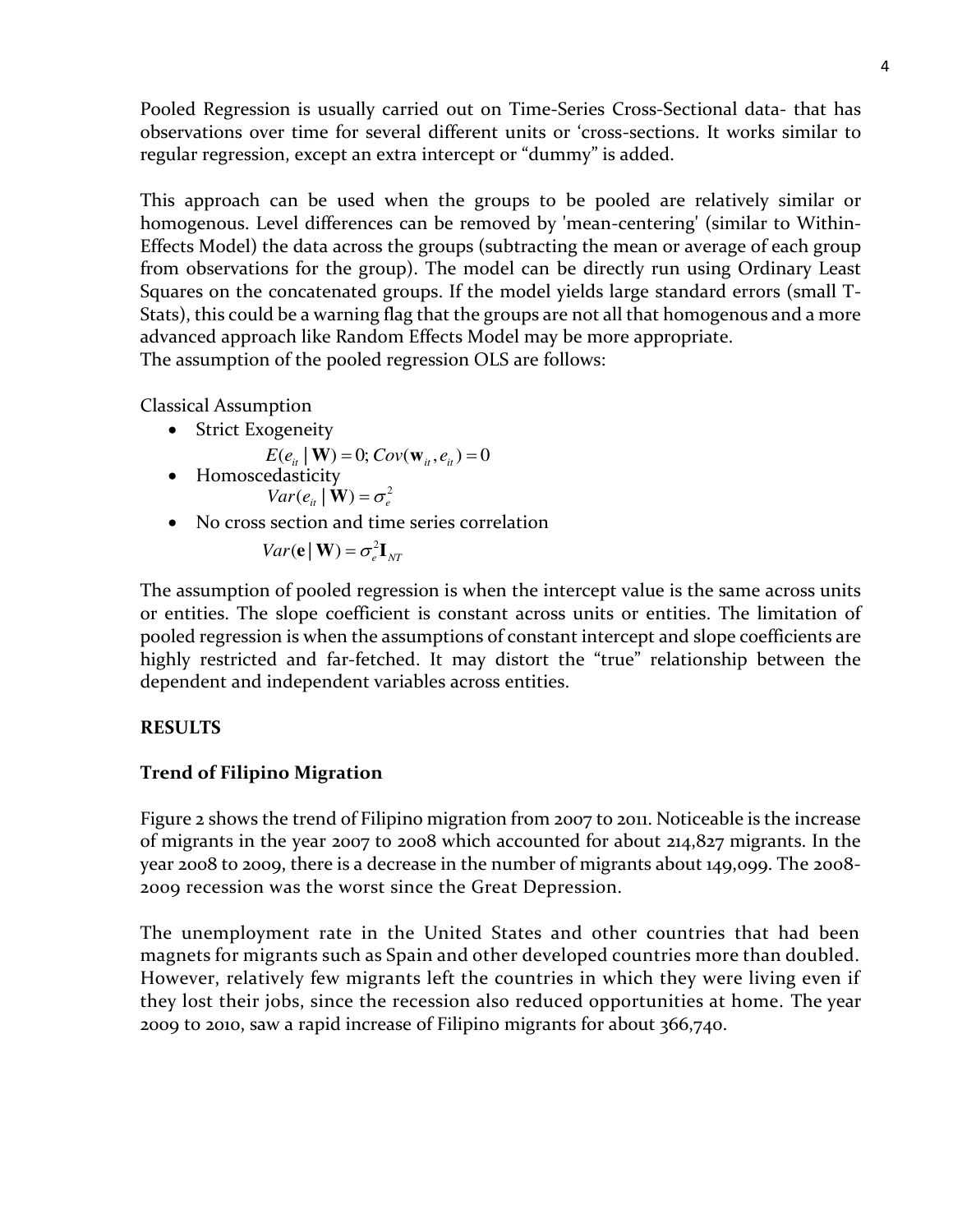Pooled Regression is usually carried out on Time-Series Cross-Sectional data- that has observations over time for several different units or 'cross-sections. It works similar to regular regression, except an extra intercept or "dummy" is added.

This approach can be used when the groups to be pooled are relatively similar or homogenous. Level differences can be removed by 'mean-centering' (similar to Within-Effects Model) the data across the groups (subtracting the mean or average of each group from observations for the group). The model can be directly run using Ordinary Least Squares on the concatenated groups. If the model yields large standard errors (small T-Stats), this could be a warning flag that the groups are not all that homogenous and a more advanced approach like Random Effects Model may be more appropriate.
The assumption of the pooled regression OLS are follows:

Classical Assumption

- Strict Exogeneity
  $$E(e_{it} \mid \mathbf{W}) = 0; Cov(\mathbf{w}_{it}, e_{it}) = 0$$
- Homoscedasticity
  $$Var(e_{it} \mid \mathbf{W}) = \sigma_e^2$$
- No cross section and time series correlation
  $$Var(\mathbf{e} \mid \mathbf{W}) = \sigma_e^2 \mathbf{I}_{NT}$$

The assumption of pooled regression is when the intercept value is the same across units or entities. The slope coefficient is constant across units or entities. The limitation of pooled regression is when the assumptions of constant intercept and slope coefficients are highly restricted and far-fetched. It may distort the "true" relationship between the dependent and independent variables across entities.

**RESULTS**

**Trend of Filipino Migration**

Figure 2 shows the trend of Filipino migration from 2007 to 2011. Noticeable is the increase of migrants in the year 2007 to 2008 which accounted for about 214,827 migrants. In the year 2008 to 2009, there is a decrease in the number of migrants about 149,099. The 2008-2009 recession was the worst since the Great Depression.

The unemployment rate in the United States and other countries that had been magnets for migrants such as Spain and other developed countries more than doubled. However, relatively few migrants left the countries in which they were living even if they lost their jobs, since the recession also reduced opportunities at home. The year 2009 to 2010, saw a rapid increase of Filipino migrants for about 366,740.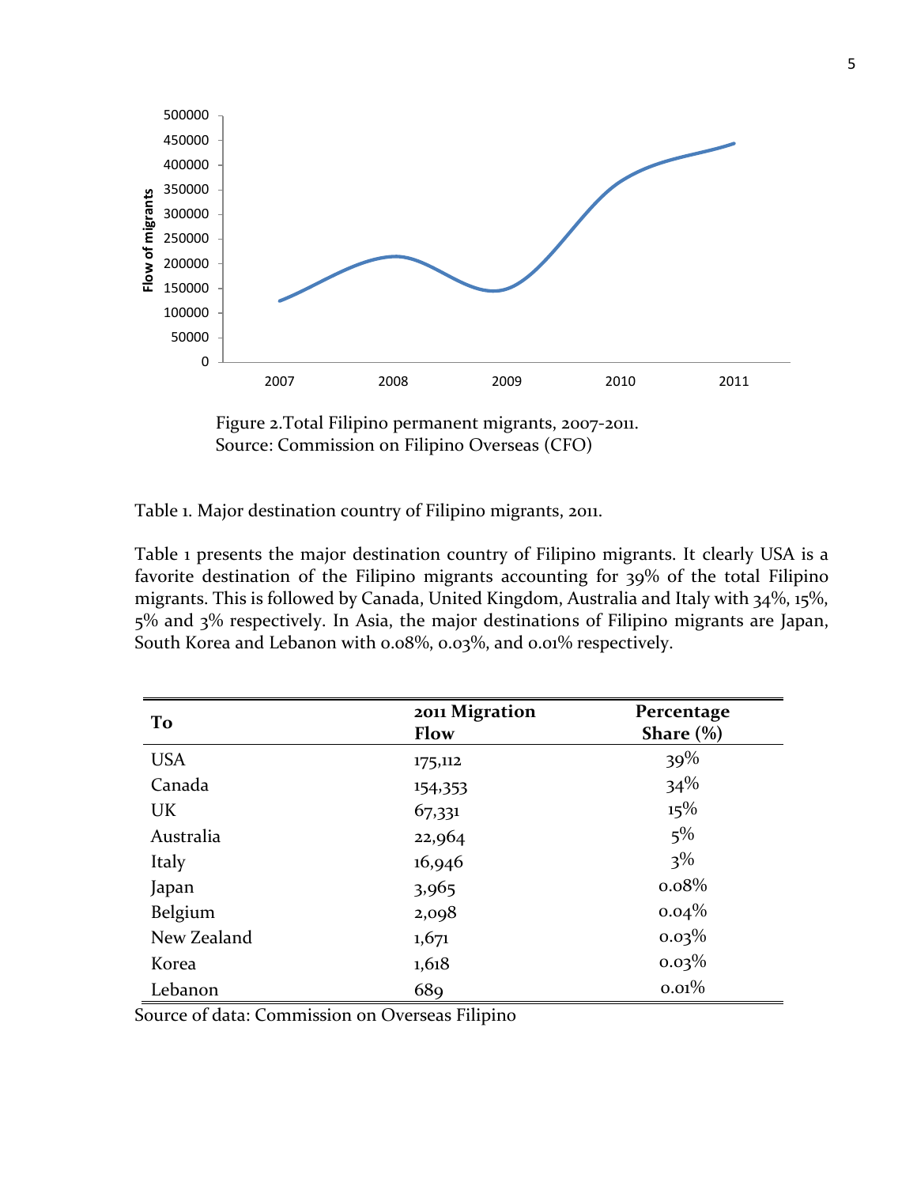Figure 2.Total Filipino permanent migrants, 2007-2011.
Source: Commission on Filipino Overseas (CFO)

Table 1. Major destination country of Filipino migrants, 2011.

Table 1 presents the major destination country of Filipino migrants. It clearly USA is a favorite destination of the Filipino migrants accounting for 39% of the total Filipino migrants. This is followed by Canada, United Kingdom, Australia and Italy with 34%, 15%, 5% and 3% respectively. In Asia, the major destinations of Filipino migrants are Japan, South Korea and Lebanon with 0.08%, 0.03%, and 0.01% respectively.

| To | 2011 Migration Flow | Percentage Share (%) |
|---|---|---|
| USA | 175,112 | 39% |
| Canada | 154,353 | 34% |
| UK | 67,331 | 15% |
| Australia | 22,964 | 5% |
| Italy | 16,946 | 3% |
| Japan | 3,965 | 0.08% |
| Belgium | 2,098 | 0.04% |
| New Zealand | 1,671 | 0.03% |
| Korea | 1,618 | 0.03% |
| Lebanon | 689 | 0.01% |

Source of data: Commission on Overseas Filipino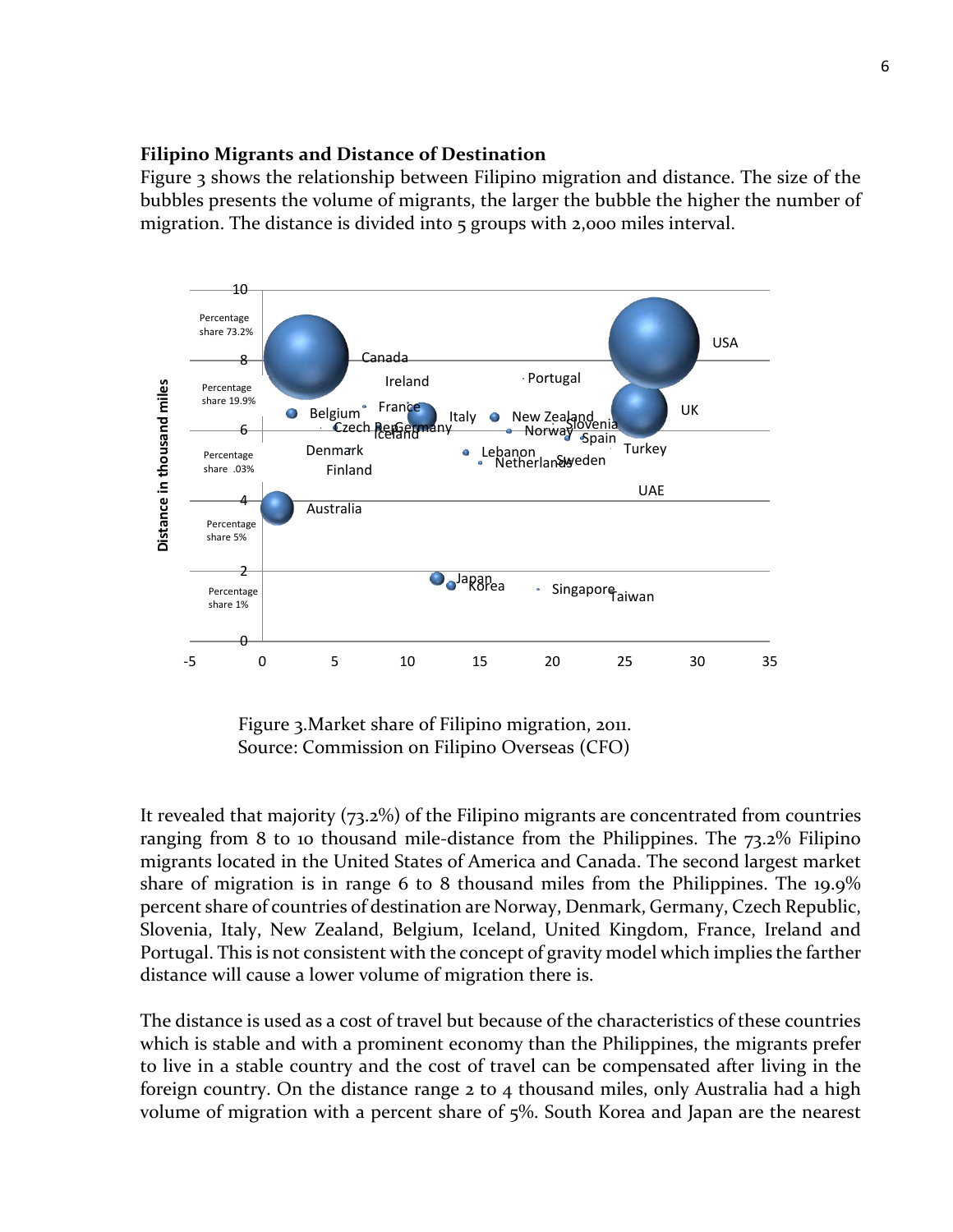**Filipino Migrants and Distance of Destination**

Figure 3 shows the relationship between Filipino migration and distance. The size of the bubbles presents the volume of migrants, the larger the bubble the higher the number of migration. The distance is divided into 5 groups with 2,000 miles interval.

Figure 3.Market share of Filipino migration, 2011.
Source: Commission on Filipino Overseas (CFO)

It revealed that majority (73.2%) of the Filipino migrants are concentrated from countries ranging from 8 to 10 thousand mile-distance from the Philippines. The 73.2% Filipino migrants located in the United States of America and Canada. The second largest market share of migration is in range 6 to 8 thousand miles from the Philippines. The 19.9% percent share of countries of destination are Norway, Denmark, Germany, Czech Republic, Slovenia, Italy, New Zealand, Belgium, Iceland, United Kingdom, France, Ireland and Portugal. This is not consistent with the concept of gravity model which implies the farther distance will cause a lower volume of migration there is.

The distance is used as a cost of travel but because of the characteristics of these countries which is stable and with a prominent economy than the Philippines, the migrants prefer to live in a stable country and the cost of travel can be compensated after living in the foreign country. On the distance range 2 to 4 thousand miles, only Australia had a high volume of migration with a percent share of 5%. South Korea and Japan are the nearest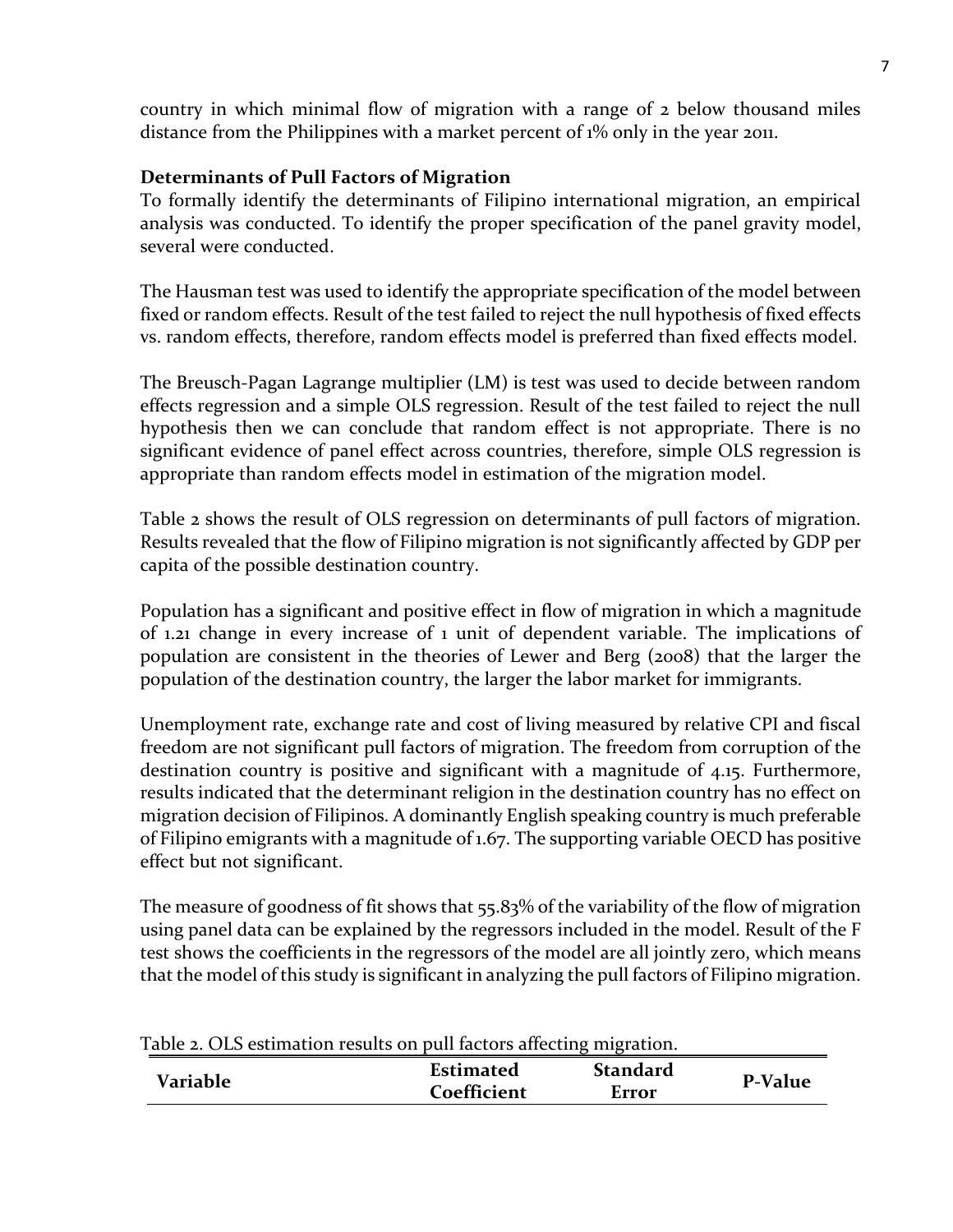country in which minimal flow of migration with a range of 2 below thousand miles distance from the Philippines with a market percent of 1% only in the year 2011.

**Determinants of Pull Factors of Migration**

To formally identify the determinants of Filipino international migration, an empirical analysis was conducted. To identify the proper specification of the panel gravity model, several were conducted.

The Hausman test was used to identify the appropriate specification of the model between fixed or random effects. Result of the test failed to reject the null hypothesis of fixed effects vs. random effects, therefore, random effects model is preferred than fixed effects model.

The Breusch-Pagan Lagrange multiplier (LM) is test was used to decide between random effects regression and a simple OLS regression. Result of the test failed to reject the null hypothesis then we can conclude that random effect is not appropriate. There is no significant evidence of panel effect across countries, therefore, simple OLS regression is appropriate than random effects model in estimation of the migration model.

Table 2 shows the result of OLS regression on determinants of pull factors of migration. Results revealed that the flow of Filipino migration is not significantly affected by GDP per capita of the possible destination country.

Population has a significant and positive effect in flow of migration in which a magnitude of 1.21 change in every increase of 1 unit of dependent variable. The implications of population are consistent in the theories of Lewer and Berg (2008) that the larger the population of the destination country, the larger the labor market for immigrants.

Unemployment rate, exchange rate and cost of living measured by relative CPI and fiscal freedom are not significant pull factors of migration. The freedom from corruption of the destination country is positive and significant with a magnitude of 4.15. Furthermore, results indicated that the determinant religion in the destination country has no effect on migration decision of Filipinos. A dominantly English speaking country is much preferable of Filipino emigrants with a magnitude of 1.67. The supporting variable OECD has positive effect but not significant.

The measure of goodness of fit shows that 55.83% of the variability of the flow of migration using panel data can be explained by the regressors included in the model. Result of the F test shows the coefficients in the regressors of the model are all jointly zero, which means that the model of this study is significant in analyzing the pull factors of Filipino migration.

Table 2. OLS estimation results on pull factors affecting migration.

| Variable | Estimated Coefficient | Standard Error | P-Value |
| --- | --- | --- | --- |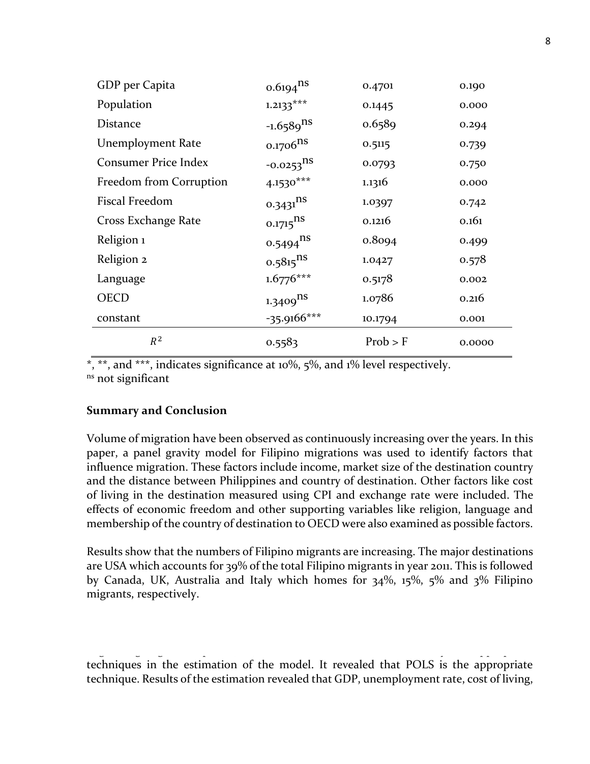| GDP per Capita | $0.6194^{ns}$ | 0.4701 | 0.190 |
|---|---|---|---|
| Population | $1.2133^{***}$ | 0.1445 | 0.000 |
| Distance | $-1.6589^{ns}$ | 0.6589 | 0.294 |
| Unemployment Rate | $0.1706^{ns}$ | 0.5115 | 0.739 |
| Consumer Price Index | $-0.0253^{ns}$ | 0.0793 | 0.750 |
| Freedom from Corruption | $4.1530^{***}$ | 1.1316 | 0.000 |
| Fiscal Freedom | $0.3431^{ns}$ | 1.0397 | 0.742 |
| Cross Exchange Rate | $0.1715^{ns}$ | 0.1216 | 0.161 |
| Religion 1 | $0.5494^{ns}$ | 0.8094 | 0.499 |
| Religion 2 | $0.5815^{ns}$ | 1.0427 | 0.578 |
| Language | $1.6776^{***}$ | 0.5178 | 0.002 |
| OECD | $1.3409^{ns}$ | 1.0786 | 0.216 |
| constant | $-35.9166^{***}$ | 10.1794 | 0.001 |
| $R^2$ | 0.5583 | Prob > F | 0.0000 |

*, **, and ***, indicates significance at 10%, 5%, and 1% level respectively.
ns not significant

**Summary and Conclusion**

Volume of migration have been observed as continuously increasing over the years. In this paper, a panel gravity model for Filipino migrations was used to identify factors that influence migration. These factors include income, market size of the destination country and the distance between Philippines and country of destination. Other factors like cost of living in the destination measured using CPI and exchange rate were included. The effects of economic freedom and other supporting variables like religion, language and membership of the country of destination to OECD were also examined as possible factors.

Results show that the numbers of Filipino migrants are increasing. The major destinations are USA which accounts for 39% of the total Filipino migrants in year 2011. This is followed by Canada, UK, Australia and Italy which homes for 34%, 15%, 5% and 3% Filipino migrants, respectively.

techniques in the estimation of the model. It revealed that POLS is the appropriate technique. Results of the estimation revealed that GDP, unemployment rate, cost of living,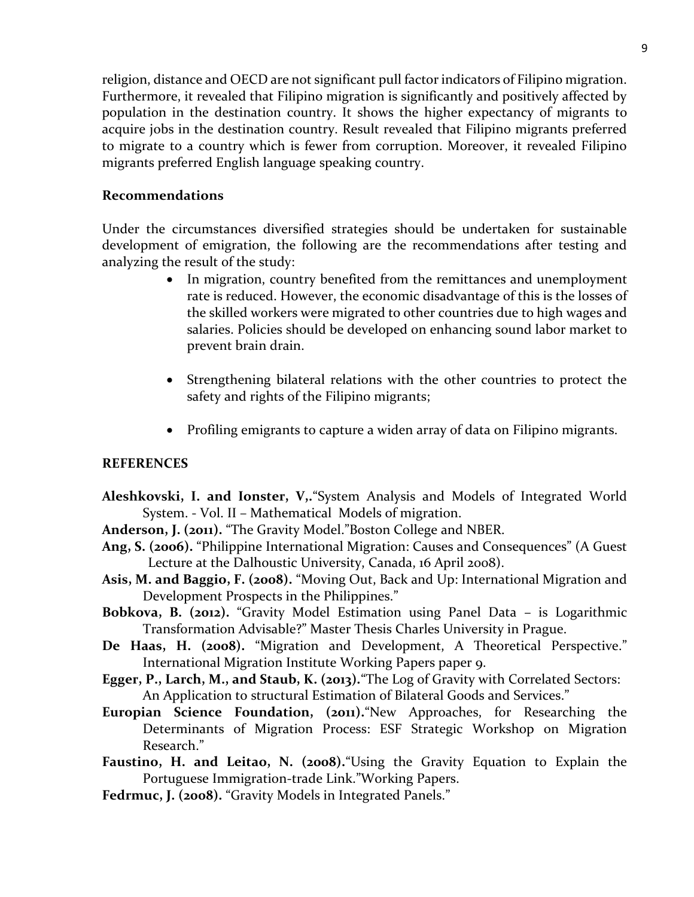religion, distance and OECD are not significant pull factor indicators of Filipino migration. Furthermore, it revealed that Filipino migration is significantly and positively affected by population in the destination country. It shows the higher expectancy of migrants to acquire jobs in the destination country. Result revealed that Filipino migrants preferred to migrate to a country which is fewer from corruption. Moreover, it revealed Filipino migrants preferred English language speaking country.

### Recommendations

Under the circumstances diversified strategies should be undertaken for sustainable development of emigration, the following are the recommendations after testing and analyzing the result of the study:

- In migration, country benefited from the remittances and unemployment rate is reduced. However, the economic disadvantage of this is the losses of the skilled workers were migrated to other countries due to high wages and salaries. Policies should be developed on enhancing sound labor market to prevent brain drain.

- Strengthening bilateral relations with the other countries to protect the safety and rights of the Filipino migrants;

- Profiling emigrants to capture a widen array of data on Filipino migrants.

### REFERENCES

**Aleshkovski, I. and Ionster, V,.**"System Analysis and Models of Integrated World System. - Vol. II – Mathematical Models of migration.

**Anderson, J. (2011).** "The Gravity Model."Boston College and NBER.

**Ang, S. (2006).** "Philippine International Migration: Causes and Consequences" (A Guest Lecture at the Dalhoustic University, Canada, 16 April 2008).

**Asis, M. and Baggio, F. (2008).** "Moving Out, Back and Up: International Migration and Development Prospects in the Philippines."

**Bobkova, B. (2012).** "Gravity Model Estimation using Panel Data – is Logarithmic Transformation Advisable?" Master Thesis Charles University in Prague.

**De Haas, H. (2008).** "Migration and Development, A Theoretical Perspective." International Migration Institute Working Papers paper 9.

**Egger, P., Larch, M., and Staub, K. (2013).**"The Log of Gravity with Correlated Sectors: An Application to structural Estimation of Bilateral Goods and Services."

**Europian Science Foundation, (2011).**"New Approaches, for Researching the Determinants of Migration Process: ESF Strategic Workshop on Migration Research."

**Faustino, H. and Leitao, N. (2008).**"Using the Gravity Equation to Explain the Portuguese Immigration-trade Link."Working Papers.

**Fedrmuc, J. (2008).** "Gravity Models in Integrated Panels."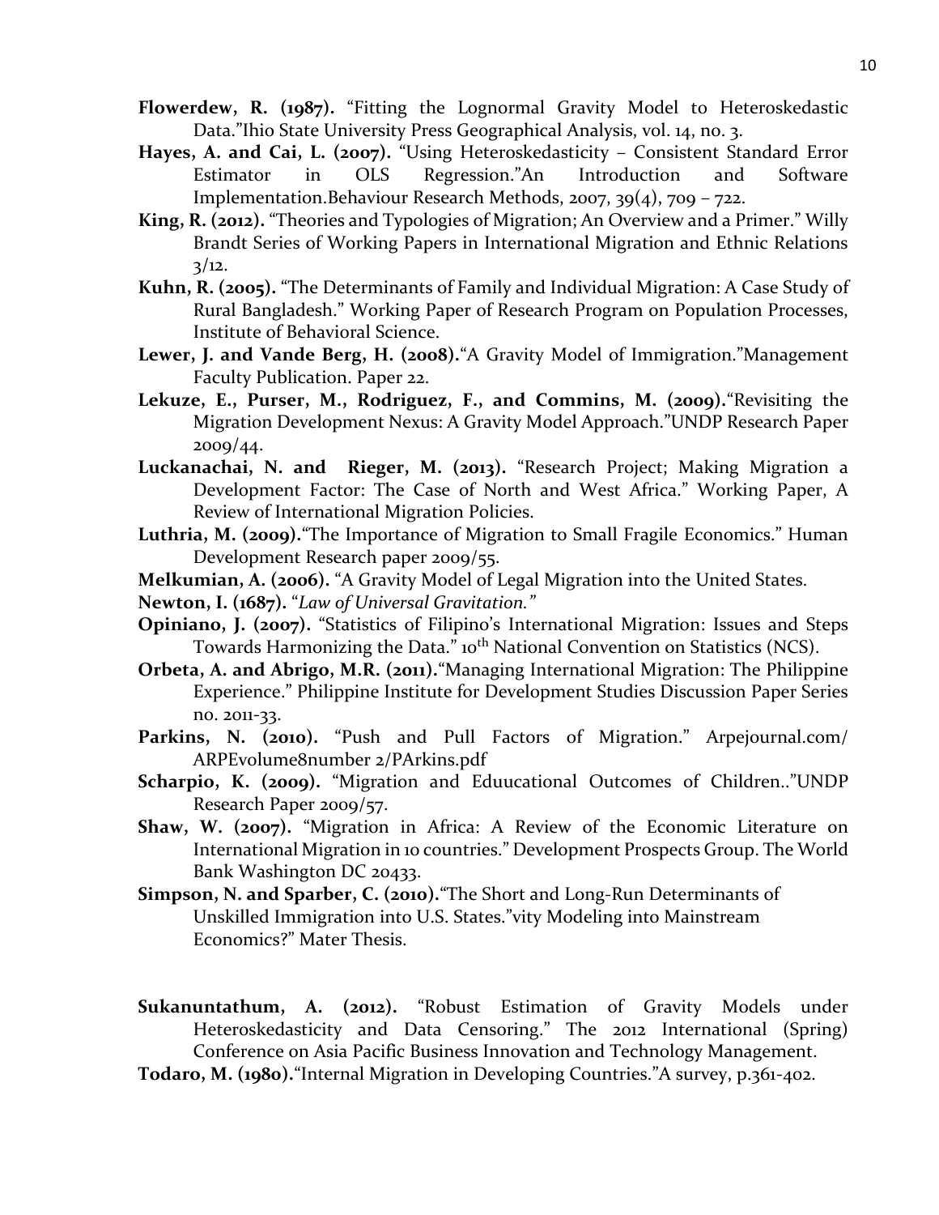**Flowerdew, R. (1987).** "Fitting the Lognormal Gravity Model to Heteroskedastic Data."Ihio State University Press Geographical Analysis, vol. 14, no. 3.

**Hayes, A. and Cai, L. (2007).** "Using Heteroskedasticity – Consistent Standard Error Estimator in OLS Regression."An Introduction and Software Implementation.Behaviour Research Methods, 2007, 39(4), 709 – 722.

**King, R. (2012).** "Theories and Typologies of Migration; An Overview and a Primer." Willy Brandt Series of Working Papers in International Migration and Ethnic Relations 3/12.

**Kuhn, R. (2005).** "The Determinants of Family and Individual Migration: A Case Study of Rural Bangladesh." Working Paper of Research Program on Population Processes, Institute of Behavioral Science.

**Lewer, J. and Vande Berg, H. (2008).**"A Gravity Model of Immigration."Management Faculty Publication. Paper 22.

**Lekuze, E., Purser, M., Rodriguez, F., and Commins, M. (2009).**"Revisiting the Migration Development Nexus: A Gravity Model Approach."UNDP Research Paper 2009/44.

**Luckanachai, N. and Rieger, M. (2013).** "Research Project; Making Migration a Development Factor: The Case of North and West Africa." Working Paper, A Review of International Migration Policies.

**Luthria, M. (2009).**"The Importance of Migration to Small Fragile Economics." Human Development Research paper 2009/55.

**Melkumian, A. (2006).** "A Gravity Model of Legal Migration into the United States.

**Newton, I. (1687).** "*Law of Universal Gravitation.*"

**Opiniano, J. (2007).** "Statistics of Filipino's International Migration: Issues and Steps Towards Harmonizing the Data." 10th National Convention on Statistics (NCS).

**Orbeta, A. and Abrigo, M.R. (2011).**"Managing International Migration: The Philippine Experience." Philippine Institute for Development Studies Discussion Paper Series no. 2011-33.

**Parkins, N. (2010).** "Push and Pull Factors of Migration." Arpejournal.com/ ARPEvolume8number 2/PArkins.pdf

**Scharpio, K. (2009).** "Migration and Eduucational Outcomes of Children.."UNDP Research Paper 2009/57.

**Shaw, W. (2007).** "Migration in Africa: A Review of the Economic Literature on International Migration in 10 countries." Development Prospects Group. The World Bank Washington DC 20433.

**Simpson, N. and Sparber, C. (2010).**"The Short and Long-Run Determinants of Unskilled Immigration into U.S. States."vity Modeling into Mainstream Economics?" Mater Thesis.

**Sukanuntathum, A. (2012).** "Robust Estimation of Gravity Models under Heteroskedasticity and Data Censoring." The 2012 International (Spring) Conference on Asia Pacific Business Innovation and Technology Management.

**Todaro, M. (1980).**"Internal Migration in Developing Countries."A survey, p.361-402.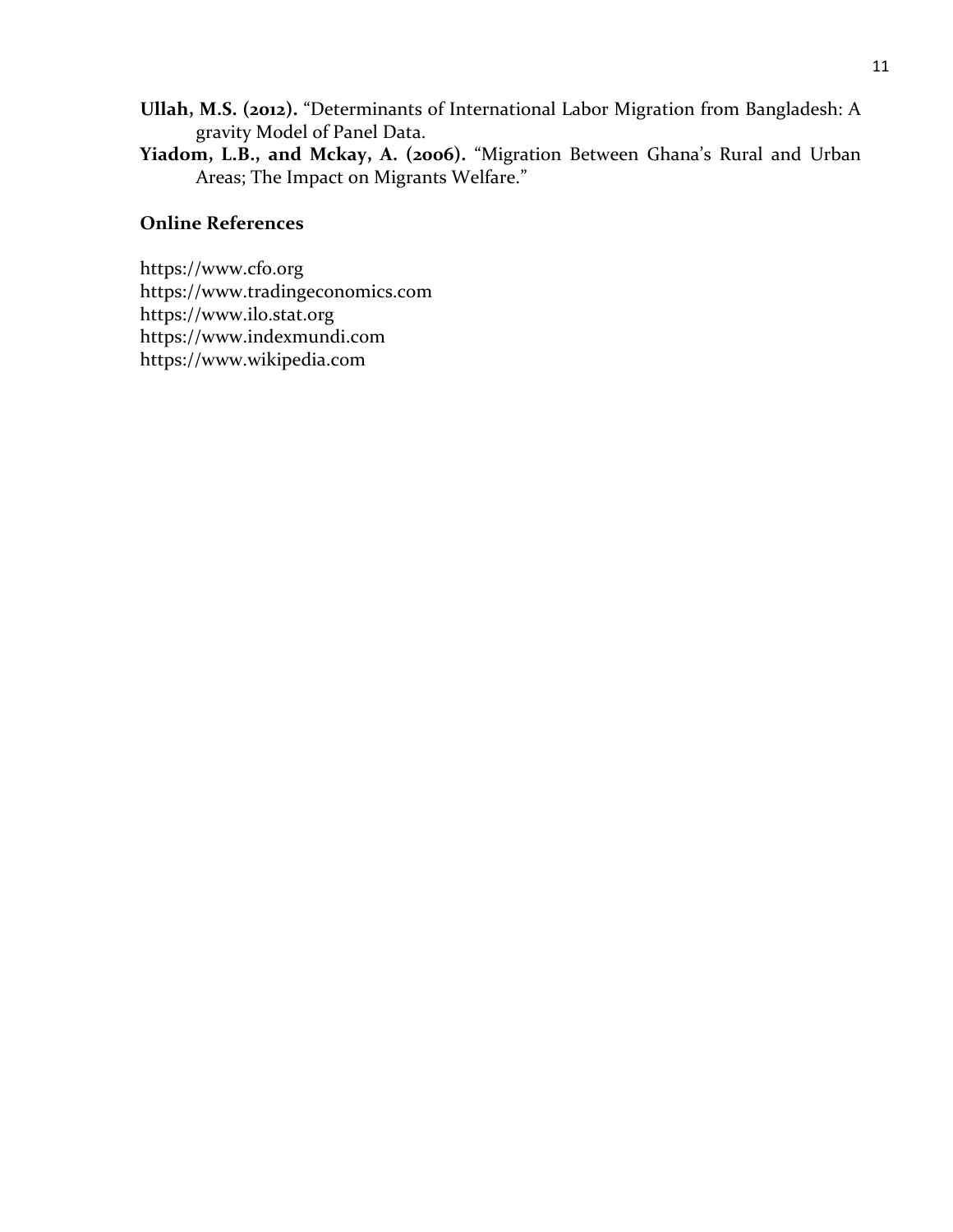**Ullah, M.S. (2012).** "Determinants of International Labor Migration from Bangladesh: A gravity Model of Panel Data.

**Yiadom, L.B., and Mckay, A. (2006).** "Migration Between Ghana's Rural and Urban Areas; The Impact on Migrants Welfare."

### Online References

https://www.cfo.org  
https://www.tradingeconomics.com  
https://www.ilo.stat.org  
https://www.indexmundi.com  
https://www.wikipedia.com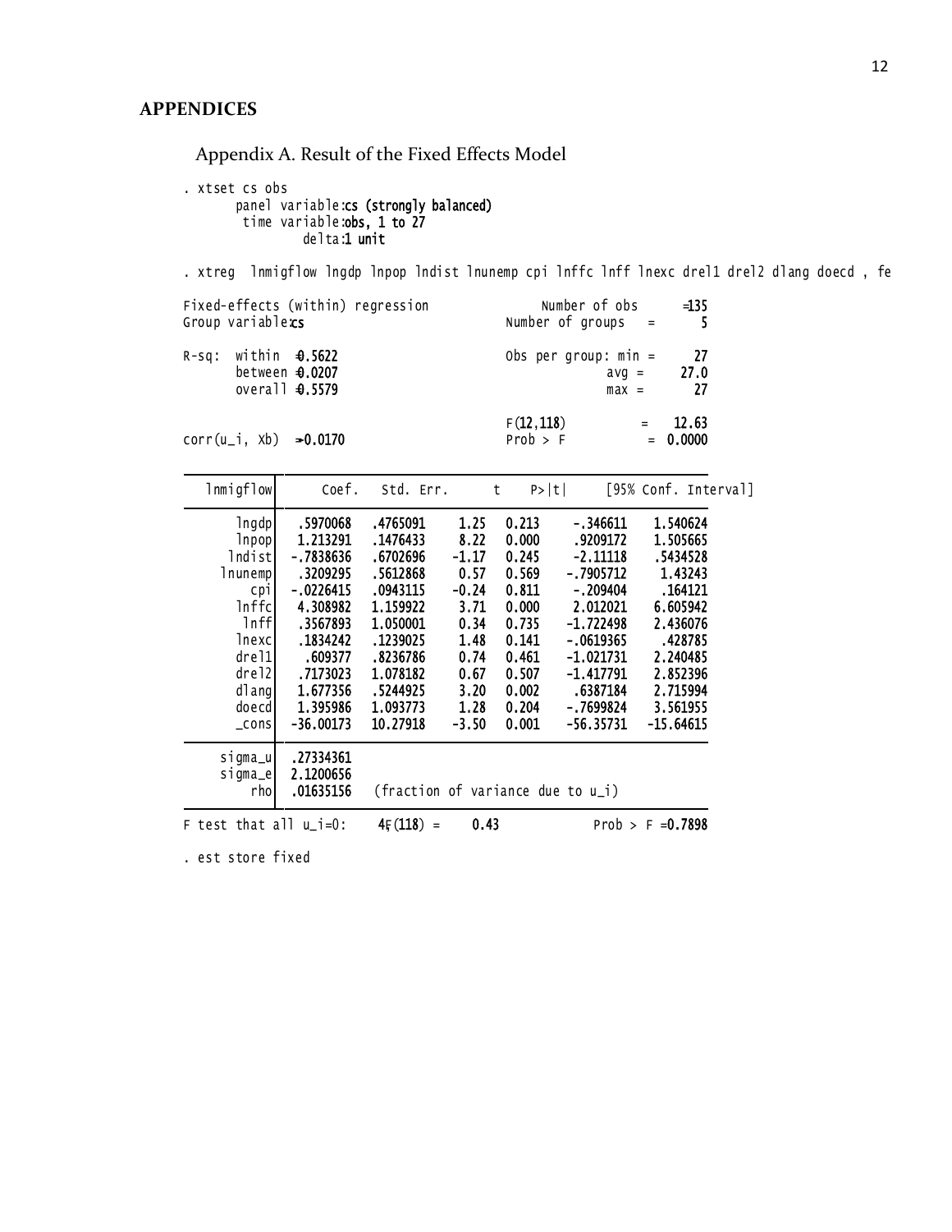# APPENDICES

## Appendix A. Result of the Fixed Effects Model

```
. xtset cs obs
       panel variable: cs (strongly balanced)
        time variable: obs, 1 to 27
                delta: 1 unit

. xtreg  lnmigflow lngdp lnpop lndist lnunemp cpi lnffc lnff lnexc drel1 drel2 dlang doecd , fe

Fixed-effects (within) regression               Number of obs      =       135
Group variable: cs                              Number of groups   =         5

R-sq:  within  = 0.5622                         Obs per group: min =        27
       between = 0.0207                                        avg =      27.0
       overall = 0.5579                                        max =        27

                                                F(12,118)          =     12.63
corr(u_i, Xb)  = -0.0170                        Prob > F           =    0.0000

------------------------------------------------------------------------------
   lnmigflow |      Coef.   Std. Err.      t    P>|t|     [95% Conf. Interval]
-------------+----------------------------------------------------------------
       lngdp |   .5970068   .4765091     1.25   0.213     -.346611    1.540624
       lnpop |   1.213291   .1476433     8.22   0.000     .9209172    1.505665
      lndist |  -.7838636   .6702696    -1.17   0.245     -2.11118    .5434528
     lnunemp |   .3209295   .5612868     0.57   0.569    -.7905712     1.43243
         cpi |  -.0226415   .0943115    -0.24   0.811     -.209404     .164121
       lnffc |   4.308982   1.159922     3.71   0.000     2.012021    6.605942
        lnff |   .3567893   1.050001     0.34   0.735    -1.722498    2.436076
       lnexc |   .1834242   .1239025     1.48   0.141    -.0619365     .428785
       drel1 |    .609377   .8236786     0.74   0.461    -1.021731    2.240485
       drel2 |   .7173023   1.078182     0.67   0.507    -1.417791    2.852396
       dlang |   1.677356   .5244925     3.20   0.002     .6387184    2.715994
       doecd |   1.395986   1.093773     1.28   0.204    -.7699824    3.561955
       _cons |  -36.00173   10.27918    -3.50   0.001    -56.35731   -15.64615
-------------+----------------------------------------------------------------
     sigma_u |  .27334361
     sigma_e |  2.1200656
         rho |  .01635156   (fraction of variance due to u_i)
------------------------------------------------------------------------------
F test that all u_i=0:     F(4, 118) =     0.43              Prob > F = 0.7898

. est store fixed
```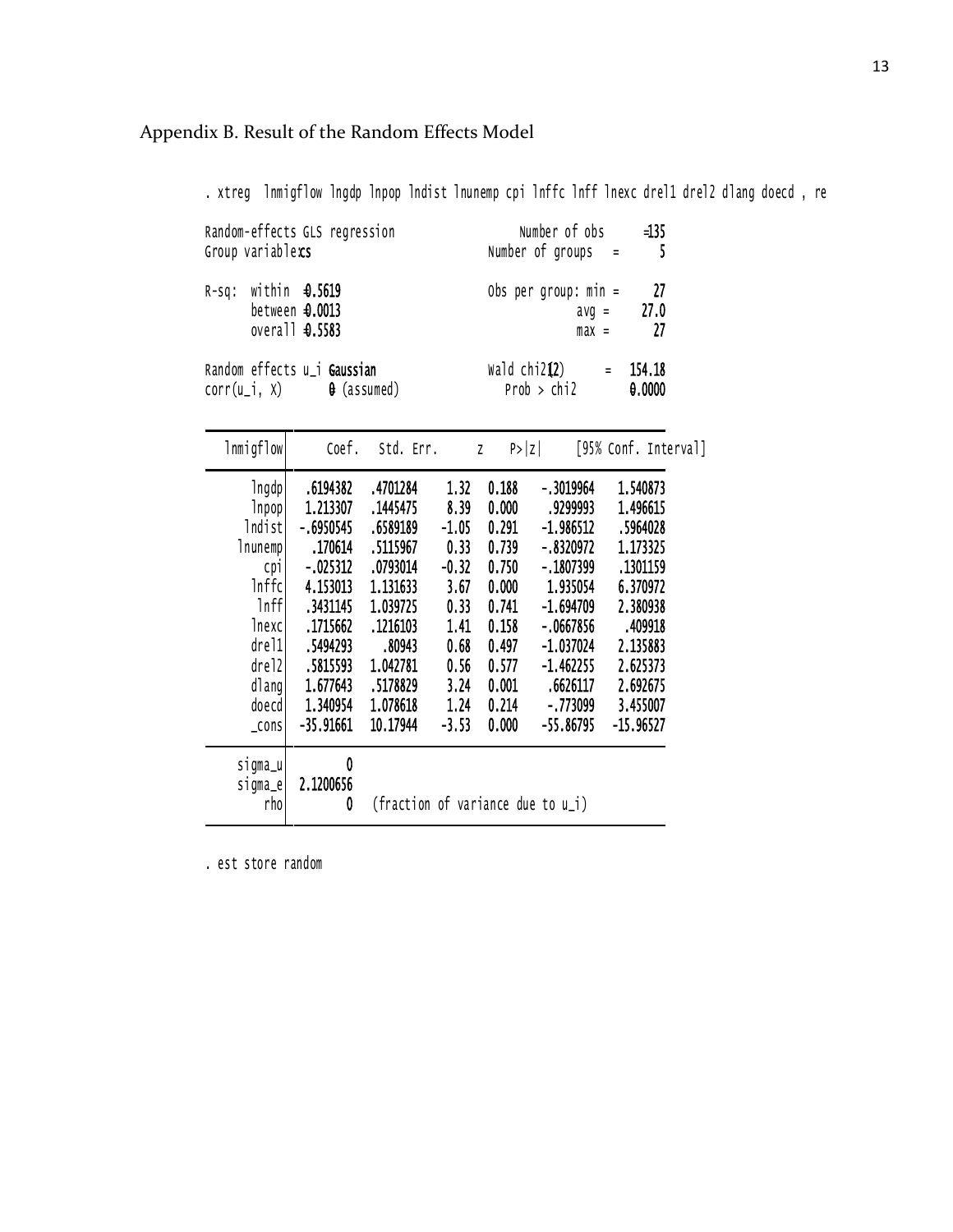## Appendix B. Result of the Random Effects Model

```
. xtreg  lnmigflow lngdp lnpop lndist lnunemp cpi lnffc lnff lnexc drel1 drel2 dlang doecd , re

Random-effects GLS regression                   Number of obs      =       135
Group variable: cs                              Number of groups   =         5

R-sq:  within  = 0.5619                         Obs per group: min =        27
       between = 0.0013                                        avg =      27.0
       overall = 0.5583                                        max =        27

Random effects u_i ~ Gaussian                   Wald chi2(12)      =    154.18
corr(u_i, X)       = 0 (assumed)                Prob > chi2        =    0.0000

------------------------------------------------------------------------------
   lnmigflow |      Coef.   Std. Err.      z    P>|z|     [95% Conf. Interval]
-------------+----------------------------------------------------------------
       lngdp |   .6194382   .4701284     1.32   0.188    -.3019964    1.540873
       lnpop |   1.213307   .1445475     8.39   0.000     .9299993    1.496615
      lndist |  -.6950545   .6589189    -1.05   0.291    -1.986512    .5964028
     lnunemp |    .170614   .5115967     0.33   0.739    -.8320972    1.173325
         cpi |  -.025312    .0793014    -0.32   0.750    -.1807399    .1301159
       lnffc |   4.153013   1.131633     3.67   0.000     1.935054    6.370972
        lnff |   .3431145   1.039725     0.33   0.741    -1.694709    2.380938
       lnexc |   .1715662   .1216103     1.41   0.158    -.0667856     .409918
       drel1 |   .5494293     .80943     0.68   0.497    -1.037024    2.135883
       drel2 |   .5815593   1.042781     0.56   0.577    -1.462255    2.625373
       dlang |   1.677643   .5178829     3.24   0.001     .6626117    2.692675
       doecd |   1.340954   1.078618     1.24   0.214     -.773099    3.455007
       _cons |  -35.91661   10.17944    -3.53   0.000    -55.86795   -15.96527
-------------+----------------------------------------------------------------
     sigma_u |          0
     sigma_e |  2.1200656
         rho |          0   (fraction of variance due to u_i)
------------------------------------------------------------------------------

. est store random
```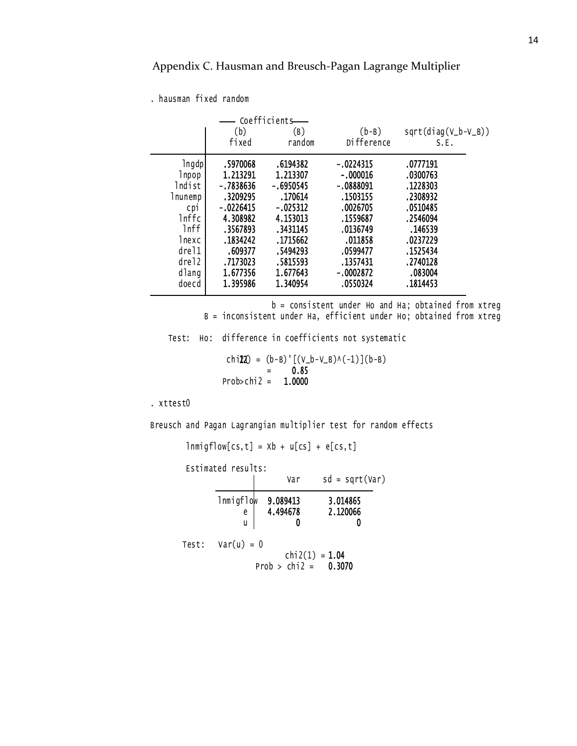## Appendix C. Hausman and Breusch-Pagan Lagrange Multiplier

```
. hausman fixed random
```

| | (b) fixed | (B) random | (b-B) Difference | sqrt(diag(V_b-V_B)) S.E. |
|---|---|---|---|---|
| lngdp | .5970068 | .6194382 | -.0224315 | .0777191 |
| lnpop | 1.213291 | 1.213307 | -.000016 | .0300763 |
| lndist | -.7838636 | -.6950545 | -.0888091 | .1228303 |
| lnunemp | .3209295 | .170614 | .1503155 | .2308932 |
| cpi | -.0226415 | -.025312 | .0026705 | .0510485 |
| lnffc | 4.308982 | 4.153013 | .1559687 | .2546094 |
| lnff | .3567893 | .3431145 | .0136749 | .146539 |
| lnexc | .1834242 | .1715662 | .011858 | .0237229 |
| drel1 | .609377 | .5494293 | .0599477 | .1525434 |
| drel2 | .7173023 | .5815593 | .1357431 | .2740128 |
| dlang | 1.677356 | 1.677643 | -.0002872 | .083004 |
| doecd | 1.395986 | 1.340954 | .0550324 | .1814453 |

```
                  b = consistent under Ho and Ha; obtained from xtreg
   B = inconsistent under Ha, efficient under Ho; obtained from xtreg

 Test:  Ho:  difference in coefficients not systematic

             chi2(12) = (b-B)'[(V_b-V_B)^(-1)](b-B)
                      =        0.85
           Prob>chi2 =      1.0000

. xttest0

Breusch and Pagan Lagrangian multiplier test for random effects

       lnmigflow[cs,t] = Xb + u[cs] + e[cs,t]

       Estimated results:
```

| | Var | sd = sqrt(Var) |
|---|---|---|
| lnmigflow | 9.089413 | 3.014865 |
| e | 4.494678 | 2.120066 |
| u | 0 | 0 |

```
       Test:   Var(u) = 0
                            chi2(1) =     1.04
                        Prob > chi2 =   0.3070
```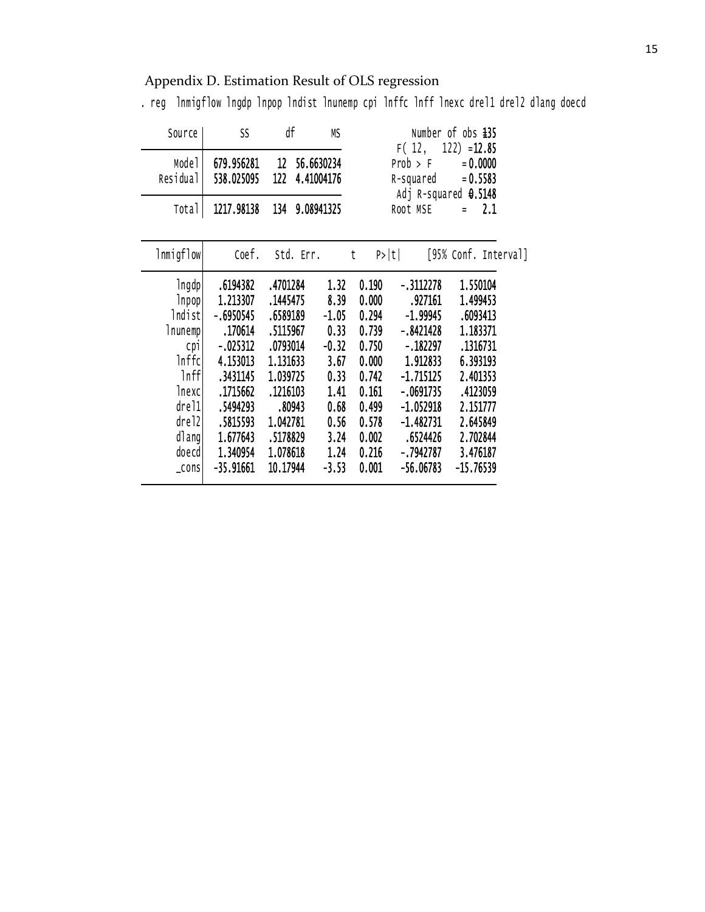## Appendix D. Estimation Result of OLS regression

```
. reg lnmigflow lngdp lnpop lndist lnunemp cpi lnffc lnff lnexc drel1 drel2 dlang doecd
```

| Source | SS | df | MS |
|---|---|---|---|
| Model | 679.956281 | 12 | 56.6630234 |
| Residual | 538.025095 | 122 | 4.41004176 |
| Total | 1217.98138 | 134 | 9.08941325 |

Number of obs = 135
F( 12, 122) = 12.85
Prob > F = 0.0000
R-squared = 0.5583
Adj R-squared = 0.5148
Root MSE = 2.1

| lnmigflow | Coef. | Std. Err. | t | P>\|t\| | [95% Conf. Interval] | |
|---|---|---|---|---|---|---|
| lngdp | .6194382 | .4701284 | 1.32 | 0.190 | -.3112278 | 1.550104 |
| lnpop | 1.213307 | .1445475 | 8.39 | 0.000 | .927161 | 1.499453 |
| lndist | -.6950545 | .6589189 | -1.05 | 0.294 | -1.99945 | .6093413 |
| lnunemp | .170614 | .5115967 | 0.33 | 0.739 | -.8421428 | 1.183371 |
| cpi | -.025312 | .0793014 | -0.32 | 0.750 | -.182297 | .1316731 |
| lnffc | 4.153013 | 1.131633 | 3.67 | 0.000 | 1.912833 | 6.393193 |
| lnff | .3431145 | 1.039725 | 0.33 | 0.742 | -1.715125 | 2.401353 |
| lnexc | .1715662 | .1216103 | 1.41 | 0.161 | -.0691735 | .4123059 |
| drel1 | .5494293 | .80943 | 0.68 | 0.499 | -1.052918 | 2.151777 |
| drel2 | .5815593 | 1.042781 | 0.56 | 0.578 | -1.482731 | 2.645849 |
| dlang | 1.677643 | .5178829 | 3.24 | 0.002 | .6524426 | 2.702844 |
| doecd | 1.340954 | 1.078618 | 1.24 | 0.216 | -.7942787 | 3.476187 |
| _cons | -35.91661 | 10.17944 | -3.53 | 0.001 | -56.06783 | -15.76539 |